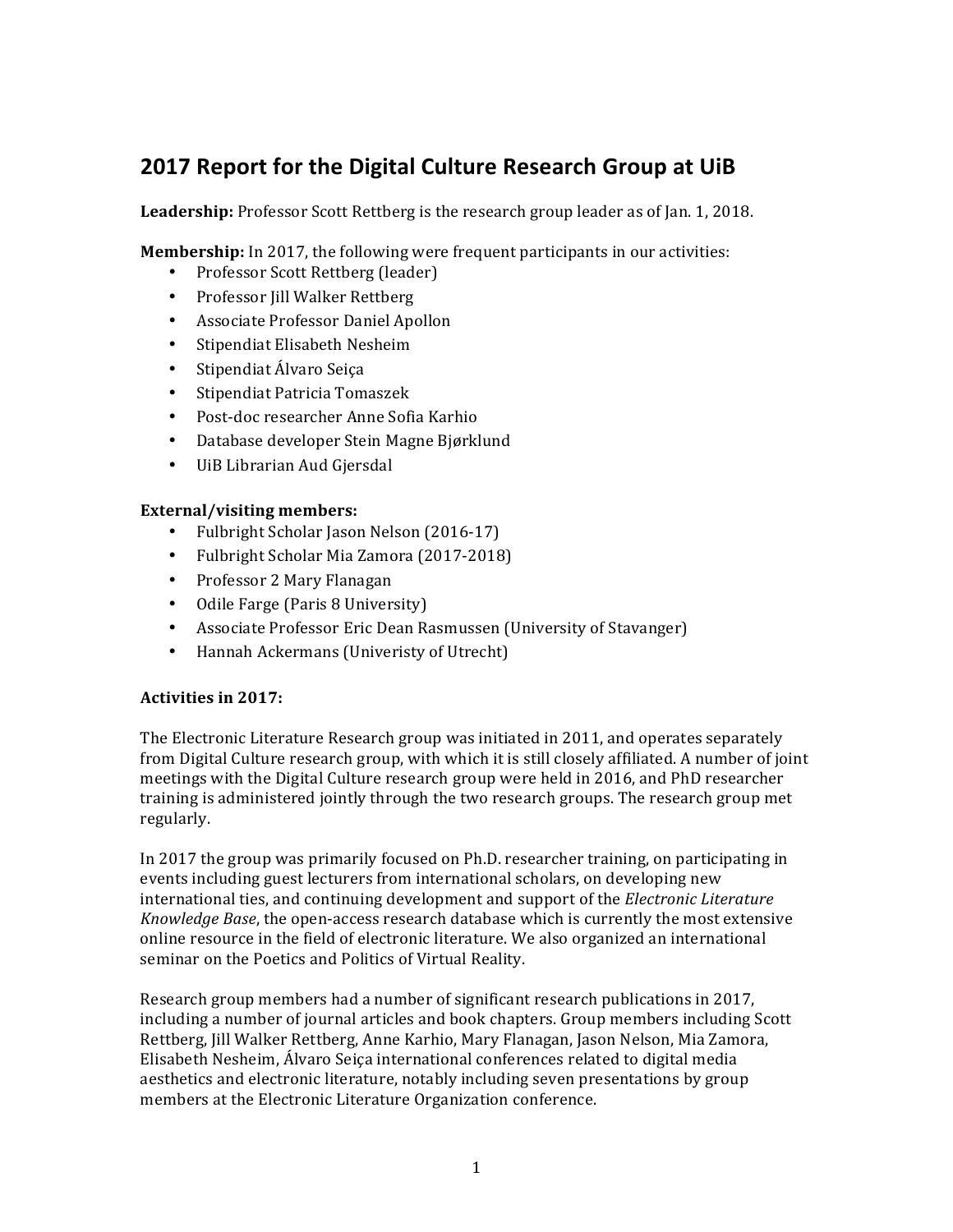# 2017 Report for the Digital Culture Research Group at UiB

**Leadership:** Professor Scott Rettberg is the research group leader as of Jan. 1, 2018.

**Membership:** In 2017, the following were frequent participants in our activities:

- Professor Scott Rettberg (leader)
- Professor Jill Walker Rettberg
- Associate Professor Daniel Apollon
- Stipendiat Elisabeth Nesheim
- Stipendiat Álvaro Seiça
- Stipendiat Patricia Tomaszek
- Post-doc researcher Anne Sofia Karhio
- Database developer Stein Magne Bjørklund
- UiB Librarian Aud Gjersdal

**External/visiting members:**

- Fulbright Scholar Jason Nelson (2016-17)
- Fulbright Scholar Mia Zamora (2017-2018)
- Professor 2 Mary Flanagan
- Odile Farge (Paris 8 University)
- Associate Professor Eric Dean Rasmussen (University of Stavanger)
- Hannah Ackermans (Univeristy of Utrecht)

**Activities in 2017:**

The Electronic Literature Research group was initiated in 2011, and operates separately from Digital Culture research group, with which it is still closely affiliated. A number of joint meetings with the Digital Culture research group were held in 2016, and PhD researcher training is administered jointly through the two research groups. The research group met regularly.

In 2017 the group was primarily focused on Ph.D. researcher training, on participating in events including guest lecturers from international scholars, on developing new international ties, and continuing development and support of the *Electronic Literature Knowledge Base*, the open-access research database which is currently the most extensive online resource in the field of electronic literature. We also organized an international seminar on the Poetics and Politics of Virtual Reality.

Research group members had a number of significant research publications in 2017, including a number of journal articles and book chapters. Group members including Scott Rettberg, Jill Walker Rettberg, Anne Karhio, Mary Flanagan, Jason Nelson, Mia Zamora, Elisabeth Nesheim, Álvaro Seiça international conferences related to digital media aesthetics and electronic literature, notably including seven presentations by group members at the Electronic Literature Organization conference.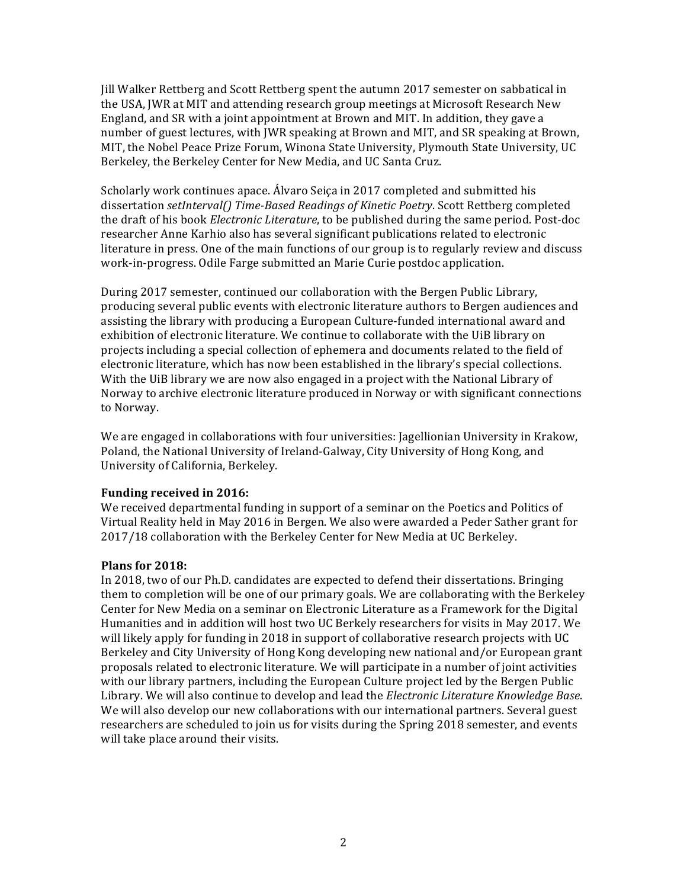Jill Walker Rettberg and Scott Rettberg spent the autumn 2017 semester on sabbatical in the USA, JWR at MIT and attending research group meetings at Microsoft Research New England, and SR with a joint appointment at Brown and MIT. In addition, they gave a number of guest lectures, with JWR speaking at Brown and MIT, and SR speaking at Brown, MIT, the Nobel Peace Prize Forum, Winona State University, Plymouth State University, UC Berkeley, the Berkeley Center for New Media, and UC Santa Cruz.

Scholarly work continues apace. Álvaro Seiça in 2017 completed and submitted his dissertation *setInterval() Time-Based Readings of Kinetic Poetry*. Scott Rettberg completed the draft of his book *Electronic Literature*, to be published during the same period. Post-doc researcher Anne Karhio also has several significant publications related to electronic literature in press. One of the main functions of our group is to regularly review and discuss work-in-progress. Odile Farge submitted an Marie Curie postdoc application.

During 2017 semester, continued our collaboration with the Bergen Public Library, producing several public events with electronic literature authors to Bergen audiences and assisting the library with producing a European Culture-funded international award and exhibition of electronic literature. We continue to collaborate with the UiB library on projects including a special collection of ephemera and documents related to the field of electronic literature, which has now been established in the library's special collections. With the UiB library we are now also engaged in a project with the National Library of Norway to archive electronic literature produced in Norway or with significant connections to Norway.

We are engaged in collaborations with four universities: Jagellionian University in Krakow, Poland, the National University of Ireland-Galway, City University of Hong Kong, and University of California, Berkeley.

**Funding received in 2016:**
We received departmental funding in support of a seminar on the Poetics and Politics of Virtual Reality held in May 2016 in Bergen. We also were awarded a Peder Sather grant for 2017/18 collaboration with the Berkeley Center for New Media at UC Berkeley.

**Plans for 2018:**
In 2018, two of our Ph.D. candidates are expected to defend their dissertations. Bringing them to completion will be one of our primary goals. We are collaborating with the Berkeley Center for New Media on a seminar on Electronic Literature as a Framework for the Digital Humanities and in addition will host two UC Berkely researchers for visits in May 2017. We will likely apply for funding in 2018 in support of collaborative research projects with UC Berkeley and City University of Hong Kong developing new national and/or European grant proposals related to electronic literature. We will participate in a number of joint activities with our library partners, including the European Culture project led by the Bergen Public Library. We will also continue to develop and lead the *Electronic Literature Knowledge Base*. We will also develop our new collaborations with our international partners. Several guest researchers are scheduled to join us for visits during the Spring 2018 semester, and events will take place around their visits.